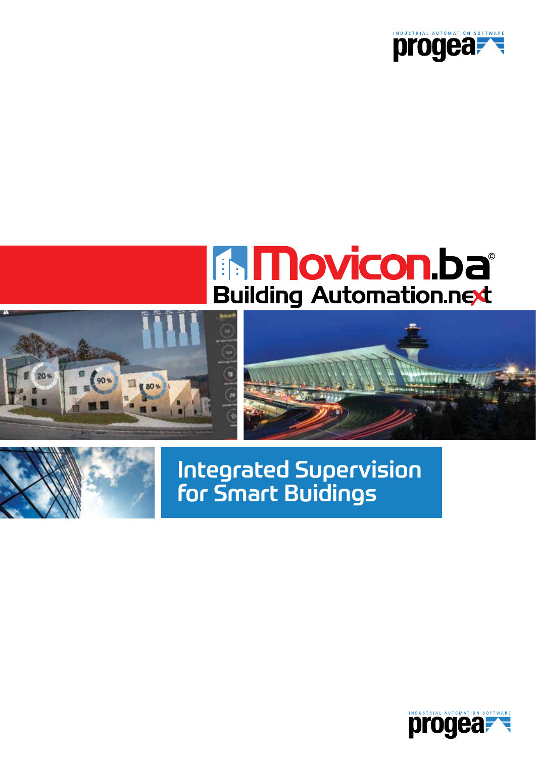INDUSTRIAL AUTOMATION SOFTWARE
progea

# Movicon.ba©

## Building Automation.next

## Integrated Supervision for Smart Buidings

INDUSTRIAL AUTOMATION SOFTWARE
progea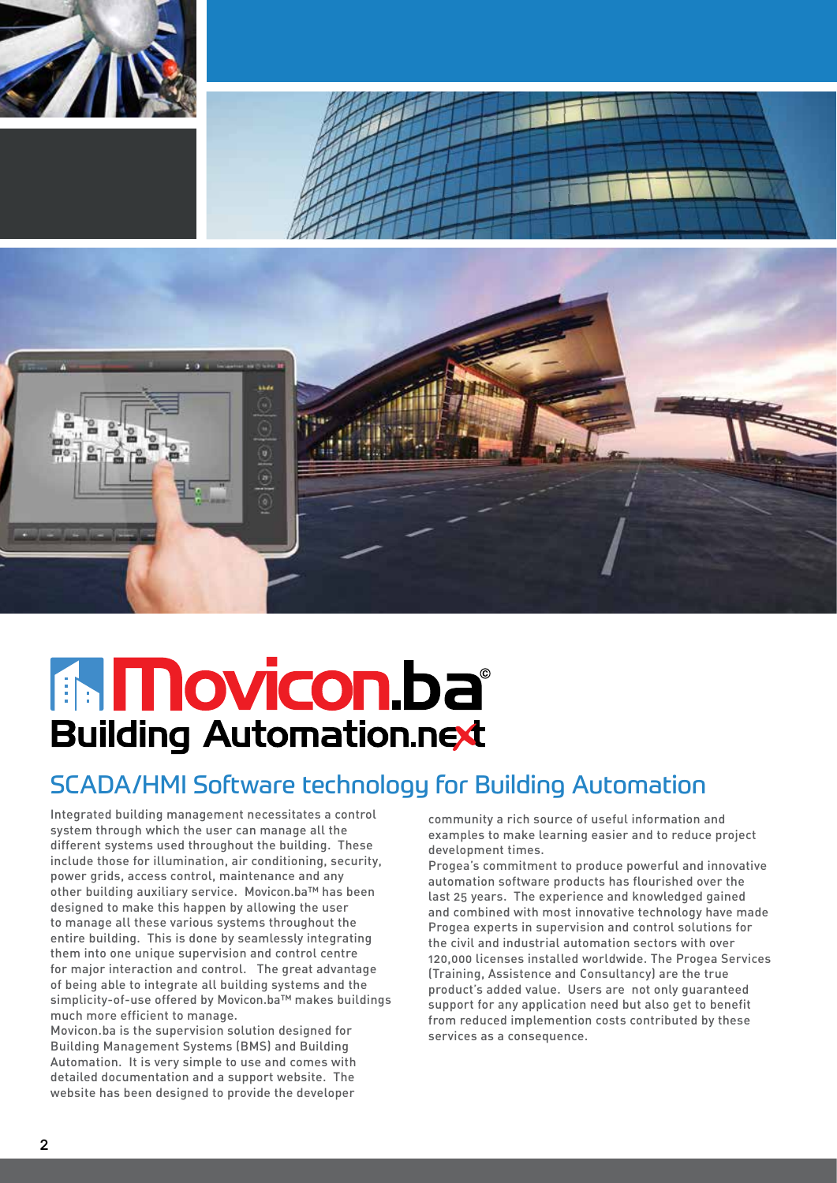# Movicon.ba©

## Building Automation.next

## SCADA/HMI Software technology for Building Automation

Integrated building management necessitates a control system through which the user can manage all the different systems used throughout the building. These include those for illumination, air conditioning, security, power grids, access control, maintenance and any other building auxiliary service. Movicon.ba™ has been designed to make this happen by allowing the user to manage all these various systems throughout the entire building. This is done by seamlessly integrating them into one unique supervision and control centre for major interaction and control. The great advantage of being able to integrate all building systems and the simplicity-of-use offered by Movicon.ba™ makes buildings much more efficient to manage.

Movicon.ba is the supervision solution designed for Building Management Systems (BMS) and Building Automation. It is very simple to use and comes with detailed documentation and a support website. The website has been designed to provide the developer community a rich source of useful information and examples to make learning easier and to reduce project development times.

Progea's commitment to produce powerful and innovative automation software products has flourished over the last 25 years. The experience and knowledged gained and combined with most innovative technology have made Progea experts in supervision and control solutions for the civil and industrial automation sectors with over 120,000 licenses installed worldwide. The Progea Services (Training, Assistence and Consultancy) are the true product's added value. Users are not only guaranteed support for any application need but also get to benefit from reduced implemention costs contributed by these services as a consequence.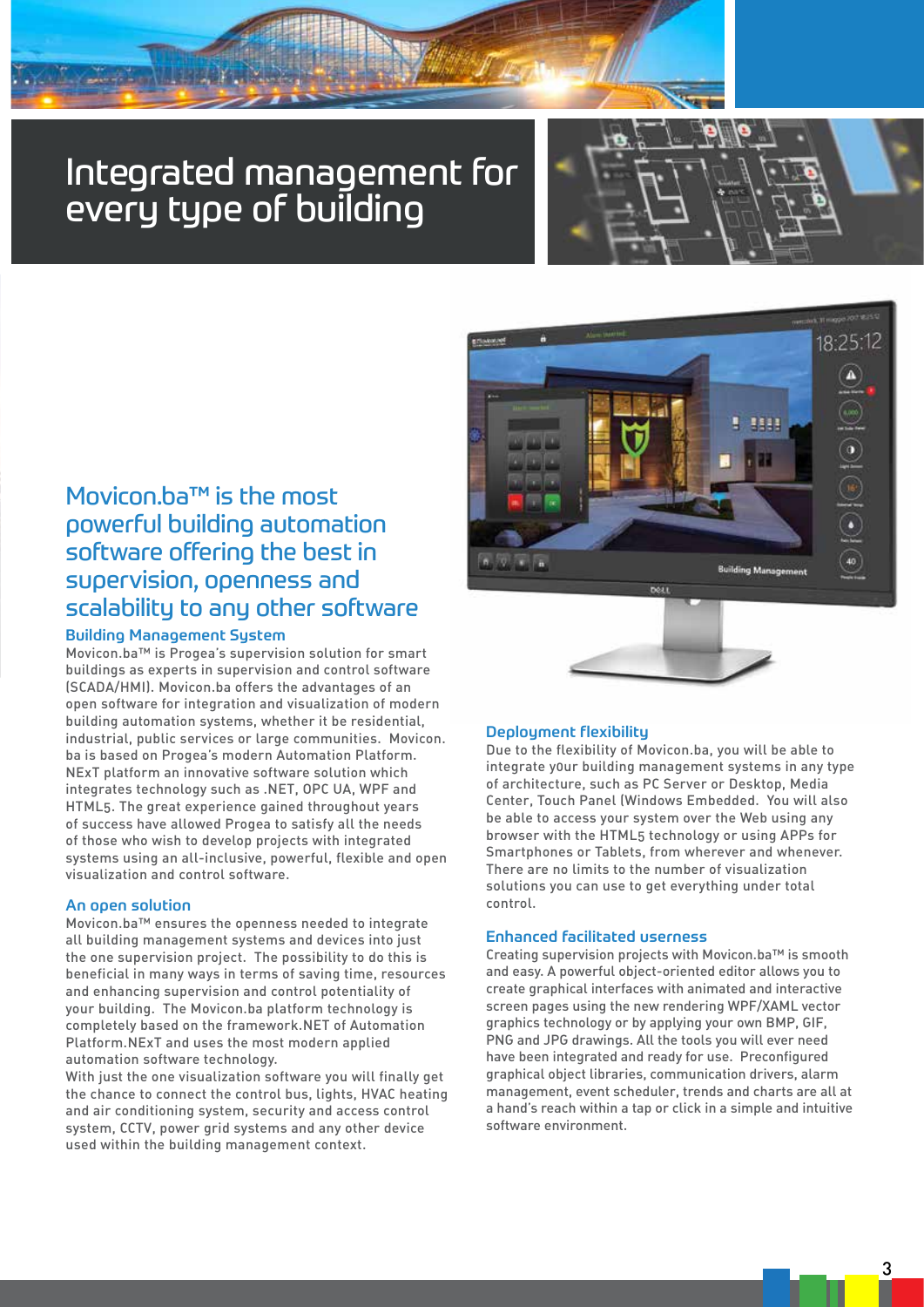# Integrated management for every type of building

## Movicon.ba™ is the most powerful building automation software offering the best in supervision, openness and scalability to any other software

### Building Management System

Movicon.ba™ is Progea's supervision solution for smart buildings as experts in supervision and control software (SCADA/HMI). Movicon.ba offers the advantages of an open software for integration and visualization of modern building automation systems, whether it be residential, industrial, public services or large communities. Movicon. ba is based on Progea's modern Automation Platform. NExT platform an innovative software solution which integrates technology such as .NET, OPC UA, WPF and HTML5. The great experience gained throughout years of success have allowed Progea to satisfy all the needs of those who wish to develop projects with integrated systems using an all-inclusive, powerful, flexible and open visualization and control software.

### An open solution

Movicon.ba™ ensures the openness needed to integrate all building management systems and devices into just the one supervision project. The possibility to do this is beneficial in many ways in terms of saving time, resources and enhancing supervision and control potentiality of your building. The Movicon.ba platform technology is completely based on the framework.NET of Automation Platform.NExT and uses the most modern applied automation software technology.

With just the one visualization software you will finally get the chance to connect the control bus, lights, HVAC heating and air conditioning system, security and access control system, CCTV, power grid systems and any other device used within the building management context.

### Deployment flexibility

Due to the flexibility of Movicon.ba, you will be able to integrate y0ur building management systems in any type of architecture, such as PC Server or Desktop, Media Center, Touch Panel (Windows Embedded. You will also be able to access your system over the Web using any browser with the HTML5 technology or using APPs for Smartphones or Tablets, from wherever and whenever. There are no limits to the number of visualization solutions you can use to get everything under total control.

### Enhanced facilitated userness

Creating supervision projects with Movicon.ba™ is smooth and easy. A powerful object-oriented editor allows you to create graphical interfaces with animated and interactive screen pages using the new rendering WPF/XAML vector graphics technology or by applying your own BMP, GIF, PNG and JPG drawings. All the tools you will ever need have been integrated and ready for use. Preconfigured graphical object libraries, communication drivers, alarm management, event scheduler, trends and charts are all at a hand's reach within a tap or click in a simple and intuitive software environment.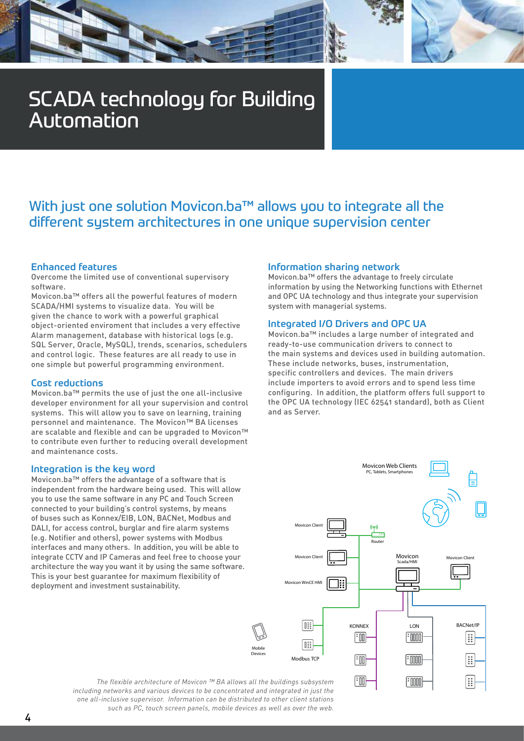# SCADA technology for Building Automation

## With just one solution Movicon.ba™ allows you to integrate all the different system architectures in one unique supervision center

### Enhanced features

Overcome the limited use of conventional supervisory software.

Movicon.ba™ offers all the powerful features of modern SCADA/HMI systems to visualize data. You will be given the chance to work with a powerful graphical object-oriented enviroment that includes a very effective Alarm management, database with historical logs (e.g. SQL Server, Oracle, MySQL), trends, scenarios, schedulers and control logic. These features are all ready to use in one simple but powerful programming environment.

### Cost reductions

Movicon.ba™ permits the use of just the one all-inclusive developer environment for all your supervision and control systems. This will allow you to save on learning, training personnel and maintenance. The Movicon™ BA licenses are scalable and flexible and can be upgraded to Movicon™ to contribute even further to reducing overall development and maintenance costs.

### Integration is the key word

Movicon.ba™ offers the advantage of a software that is independent from the hardware being used. This will allow you to use the same software in any PC and Touch Screen connected to your building's control systems, by means of buses such as Konnex/EIB, LON, BACNet, Modbus and DALI, for access control, burglar and fire alarm systems (e.g. Notifier and others), power systems with Modbus interfaces and many others. In addition, you will be able to integrate CCTV and IP Cameras and feel free to choose your architecture the way you want it by using the same software. This is your best guarantee for maximum flexibility of deployment and investment sustainability.

### Information sharing network

Movicon.ba™ offers the advantage to freely circulate information by using the Networking functions with Ethernet and OPC UA technology and thus integrate your supervision system with managerial systems.

### Integrated I/O Drivers and OPC UA

Movicon.ba™ includes a large number of integrated and ready-to-use communication drivers to connect to the main systems and devices used in building automation. These include networks, buses, instrumentation, specific controllers and devices. The main drivers include importers to avoid errors and to spend less time configuring. In addition, the platform offers full support to the OPC UA technology (IEC 62541 standard), both as Client and as Server.

*The flexible architecture of Movicon ™ BA allows all the buildings subsystem including networks and various devices to be concentrated and integrated in just the one all-inclusive supervisor. Information can be distributed to other client stations such as PC, touch screen panels, mobile devices as well as over the web.*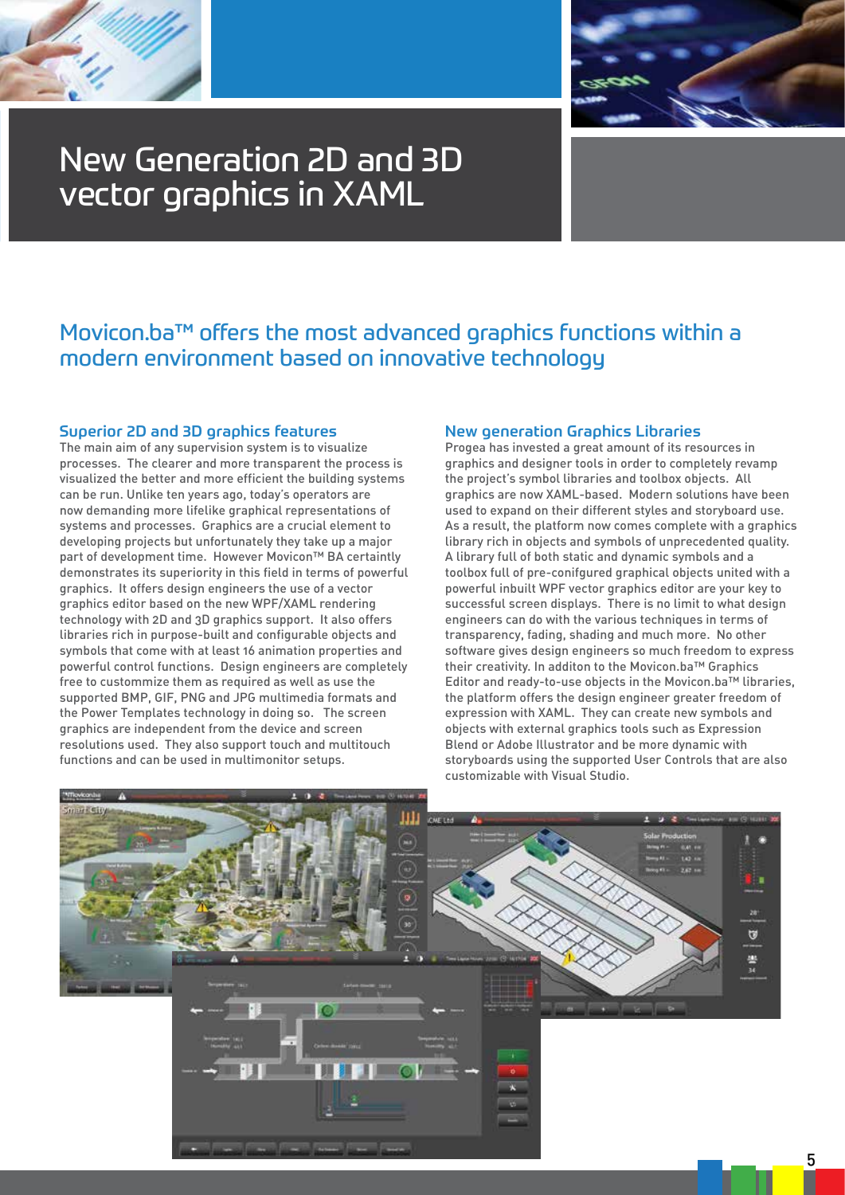# New Generation 2D and 3D vector graphics in XAML

## Movicon.ba™ offers the most advanced graphics functions within a modern environment based on innovative technology

### Superior 2D and 3D graphics features

The main aim of any supervision system is to visualize processes. The clearer and more transparent the process is visualized the better and more efficient the building systems can be run. Unlike ten years ago, today's operators are now demanding more lifelike graphical representations of systems and processes. Graphics are a crucial element to developing projects but unfortunately they take up a major part of development time. However Movicon™ BA certainly demonstrates its superiority in this field in terms of powerful graphics. It offers design engineers the use of a vector graphics editor based on the new WPF/XAML rendering technology with 2D and 3D graphics support. It also offers libraries rich in purpose-built and configurable objects and symbols that come with at least 16 animation properties and powerful control functions. Design engineers are completely free to custommize them as required as well as use the supported BMP, GIF, PNG and JPG multimedia formats and the Power Templates technology in doing so. The screen graphics are independent from the device and screen resolutions used. They also support touch and multitouch functions and can be used in multimonitor setups.

### New generation Graphics Libraries

Progea has invested a great amount of its resources in graphics and designer tools in order to completely revamp the project's symbol libraries and toolbox objects. All graphics are now XAML-based. Modern solutions have been used to expand on their different styles and storyboard use. As a result, the platform now comes complete with a graphics library rich in objects and symbols of unprecedented quality. A library full of both static and dynamic symbols and a toolbox full of pre-conifgured graphical objects united with a powerful inbuilt WPF vector graphics editor are your key to successful screen displays. There is no limit to what design engineers can do with the various techniques in terms of transparency, fading, shading and much more. No other software gives design engineers so much freedom to express their creativity. In additon to the Movicon.ba™ Graphics Editor and ready-to-use objects in the Movicon.ba™ libraries, the platform offers the design engineer greater freedom of expression with XAML. They can create new symbols and objects with external graphics tools such as Expression Blend or Adobe Illustrator and be more dynamic with storyboards using the supported User Controls that are also customizable with Visual Studio.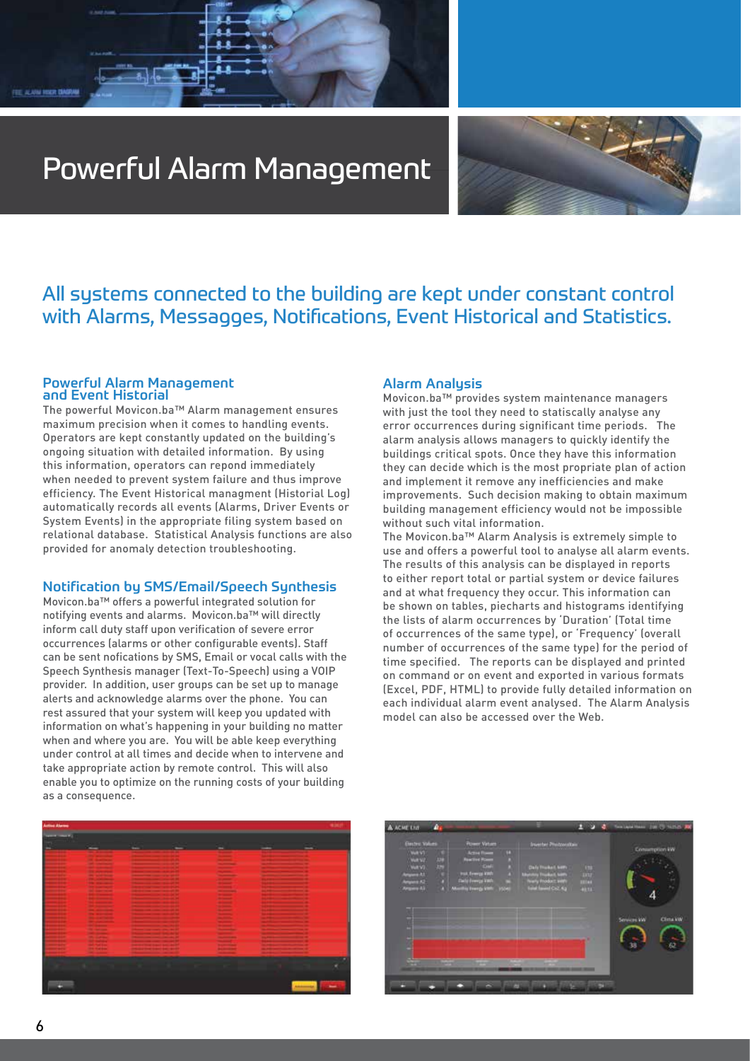# Powerful Alarm Management

## All systems connected to the building are kept under constant control with Alarms, Messagges, Notifications, Event Historical and Statistics.

### Powerful Alarm Management and Event Historial

The powerful Movicon.ba™ Alarm management ensures maximum precision when it comes to handling events. Operators are kept constantly updated on the building's ongoing situation with detailed information. By using this information, operators can repond immediately when needed to prevent system failure and thus improve efficiency. The Event Historical managment (Historial Log) automatically records all events (Alarms, Driver Events or System Events) in the appropriate filing system based on relational database. Statistical Analysis functions are also provided for anomaly detection troubleshooting.

### Notification by SMS/Email/Speech Synthesis

Movicon.ba™ offers a powerful integrated solution for notifying events and alarms. Movicon.ba™ will directly inform call duty staff upon verification of severe error occurrences (alarms or other configurable events). Staff can be sent nofications by SMS, Email or vocal calls with the Speech Synthesis manager (Text-To-Speech) using a VOIP provider. In addition, user groups can be set up to manage alerts and acknowledge alarms over the phone. You can rest assured that your system will keep you updated with information on what's happening in your building no matter when and where you are. You will be able keep everything under control at all times and decide when to intervene and take appropriate action by remote control. This will also enable you to optimize on the running costs of your building as a consequence.

### Alarm Analysis

Movicon.ba™ provides system maintenance managers with just the tool they need to statiscally analyse any error occurrences during significant time periods. The alarm analysis allows managers to quickly identify the buildings critical spots. Once they have this information they can decide which is the most propriate plan of action and implement it remove any inefficiencies and make improvements. Such decision making to obtain maximum building management efficiency would not be impossible without such vital information.

The Movicon.ba™ Alarm Analysis is extremely simple to use and offers a powerful tool to analyse all alarm events. The results of this analysis can be displayed in reports to either report total or partial system or device failures and at what frequency they occur. This information can be shown on tables, piecharts and histograms identifying the lists of alarm occurrences by 'Duration' (Total time of occurrences of the same type), or 'Frequency' (overall number of occurrences of the same type) for the period of time specified. The reports can be displayed and printed on command or on event and exported in various formats (Excel, PDF, HTML) to provide fully detailed information on each individual alarm event analysed. The Alarm Analysis model can also be accessed over the Web.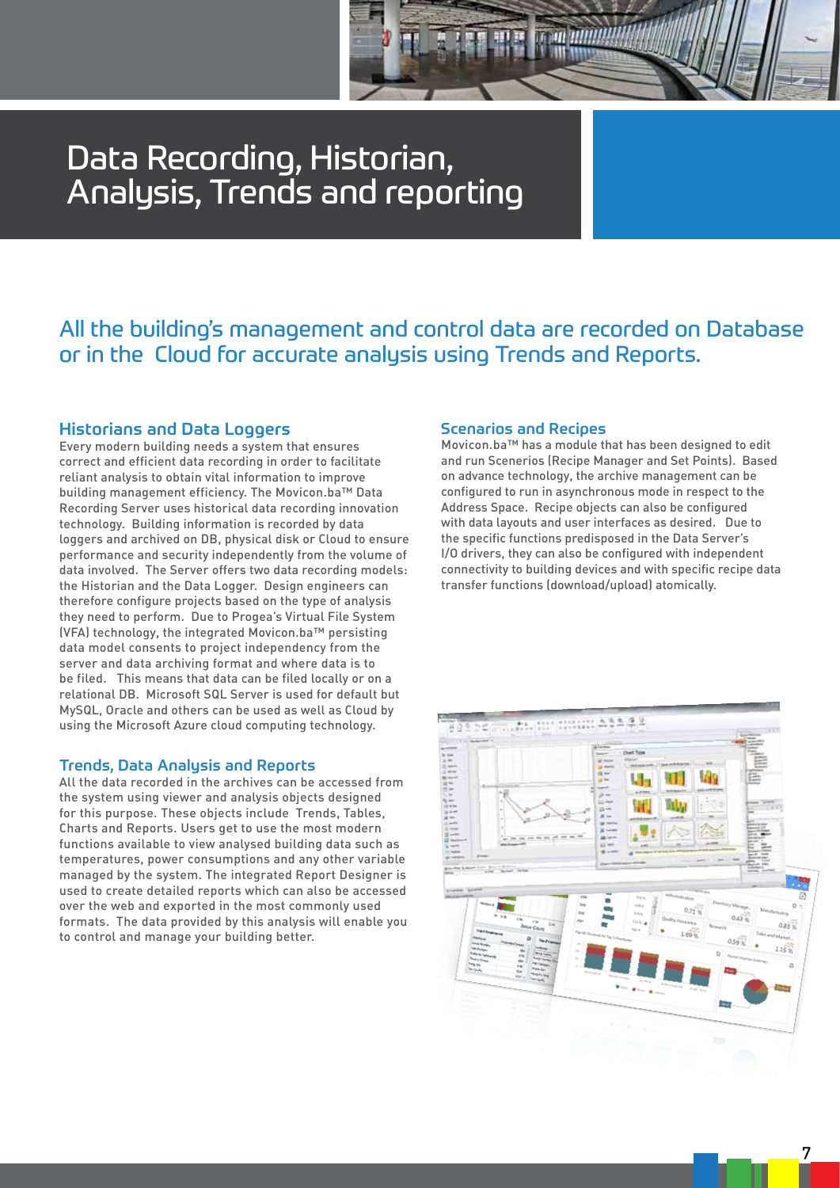# Data Recording, Historian, Analysis, Trends and reporting

## All the building's management and control data are recorded on Database or in the Cloud for accurate analysis using Trends and Reports.

### Historians and Data Loggers

Every modern building needs a system that ensures correct and efficient data recording in order to facilitate reliant analysis to obtain vital information to improve building management efficiency. The Movicon.ba™ Data Recording Server uses historical data recording innovation technology. Building information is recorded by data loggers and archived on DB, physical disk or Cloud to ensure performance and security independently from the volume of data involved. The Server offers two data recording models: the Historian and the Data Logger. Design engineers can therefore configure projects based on the type of analysis they need to perform. Due to Progea's Virtual File System (VFA) technology, the integrated Movicon.ba™ persisting data model consents to project independency from the server and data archiving format and where data is to be filed. This means that data can be filed locally or on a relational DB. Microsoft SQL Server is used for default but MySQL, Oracle and others can be used as well as Cloud by using the Microsoft Azure cloud computing technology.

### Trends, Data Analysis and Reports

All the data recorded in the archives can be accessed from the system using viewer and analysis objects designed for this purpose. These objects include Trends, Tables, Charts and Reports. Users get to use the most modern functions available to view analysed building data such as temperatures, power consumptions and any other variable managed by the system. The integrated Report Designer is used to create detailed reports which can also be accessed over the web and exported in the most commonly used formats. The data provided by this analysis will enable you to control and manage your building better.

### Scenarios and Recipes

Movicon.ba™ has a module that has been designed to edit and run Scenerios (Recipe Manager and Set Points). Based on advance technology, the archive management can be configured to run in asynchronous mode in respect to the Address Space. Recipe objects can also be configured with data layouts and user interfaces as desired. Due to the specific functions predisposed in the Data Server's I/O drivers, they can also be configured with independent connectivity to building devices and with specific recipe data transfer functions (download/upload) atomically.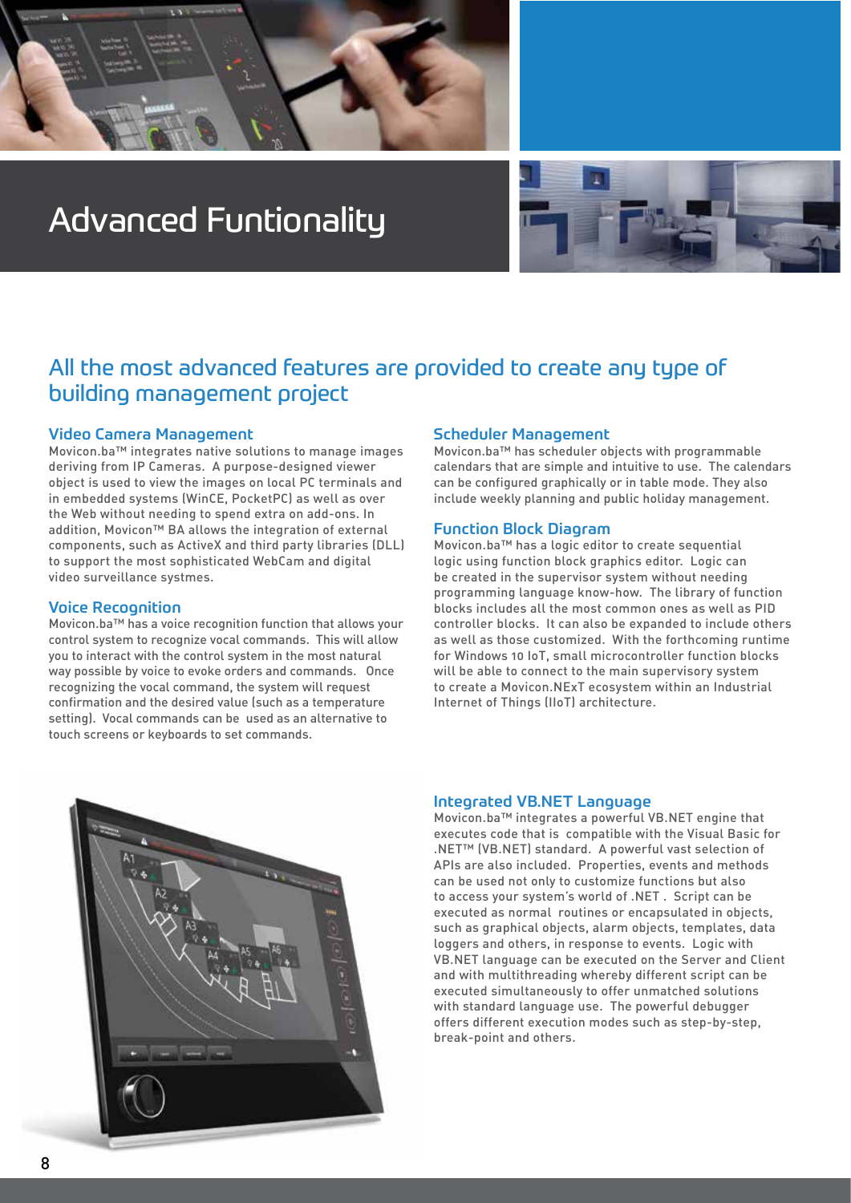# Advanced Funtionality

## All the most advanced features are provided to create any type of building management project

### Video Camera Management

Movicon.ba™ integrates native solutions to manage images deriving from IP Cameras. A purpose-designed viewer object is used to view the images on local PC terminals and in embedded systems (WinCE, PocketPC) as well as over the Web without needing to spend extra on add-ons. In addition, Movicon™ BA allows the integration of external components, such as ActiveX and third party libraries (DLL) to support the most sophisticated WebCam and digital video surveillance systmes.

### Voice Recognition

Movicon.ba™ has a voice recognition function that allows your control system to recognize vocal commands. This will allow you to interact with the control system in the most natural way possible by voice to evoke orders and commands. Once recognizing the vocal command, the system will request confirmation and the desired value (such as a temperature setting). Vocal commands can be used as an alternative to touch screens or keyboards to set commands.

### Scheduler Management

Movicon.ba™ has scheduler objects with programmable calendars that are simple and intuitive to use. The calendars can be configured graphically or in table mode. They also include weekly planning and public holiday management.

### Function Block Diagram

Movicon.ba™ has a logic editor to create sequential logic using function block graphics editor. Logic can be created in the supervisor system without needing programming language know-how. The library of function blocks includes all the most common ones as well as PID controller blocks. It can also be expanded to include others as well as those customized. With the forthcoming runtime for Windows 10 IoT, small microcontroller function blocks will be able to connect to the main supervisory system to create a Movicon.NExT ecosystem within an Industrial Internet of Things (IIoT) architecture.

### Integrated VB.NET Language

Movicon.ba™ integrates a powerful VB.NET engine that executes code that is compatible with the Visual Basic for .NET™ (VB.NET) standard. A powerful vast selection of APIs are also included. Properties, events and methods can be used not only to customize functions but also to access your system's world of .NET . Script can be executed as normal routines or encapsulated in objects, such as graphical objects, alarm objects, templates, data loggers and others, in response to events. Logic with VB.NET language can be executed on the Server and Client and with multithreading whereby different script can be executed simultaneously to offer unmatched solutions with standard language use. The powerful debugger offers different execution modes such as step-by-step, break-point and others.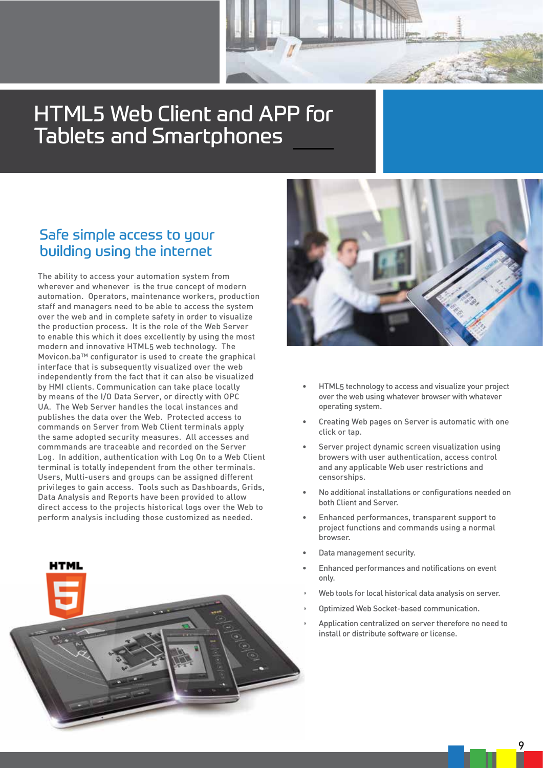# HTML5 Web Client and APP for Tablets and Smartphones

## Safe simple access to your building using the internet

The ability to access your automation system from wherever and whenever is the true concept of modern automation. Operators, maintenance workers, production staff and managers need to be able to access the system over the web and in complete safety in order to visualize the production process. It is the role of the Web Server to enable this which it does excellently by using the most modern and innovative HTML5 web technology. The Movicon.ba™ configurator is used to create the graphical interface that is subsequently visualized over the web independently from the fact that it can also be visualized by HMI clients. Communication can take place locally by means of the I/O Data Server, or directly with OPC UA. The Web Server handles the local instances and publishes the data over the Web. Protected access to commands on Server from Web Client terminals apply the same adopted security measures. All accesses and commmands are traceable and recorded on the Server Log. In addition, authentication with Log On to a Web Client terminal is totally independent from the other terminals. Users, Multi-users and groups can be assigned different privileges to gain access. Tools such as Dashboards, Grids, Data Analysis and Reports have been provided to allow direct access to the projects historical logs over the Web to perform analysis including those customized as needed.

- HTML5 technology to access and visualize your project over the web using whatever browser with whatever operating system.
- Creating Web pages on Server is automatic with one click or tap.
- Server project dynamic screen visualization using browers with user authentication, access control and any applicable Web user restrictions and censorships.
- No additional installations or configurations needed on both Client and Server.
- Enhanced performances, transparent support to project functions and commands using a normal browser.
- Data management security.
- Enhanced performances and notifications on event only.
- Web tools for local historical data analysis on server.
- Optimized Web Socket-based communication.
- Application centralized on server therefore no need to install or distribute software or license.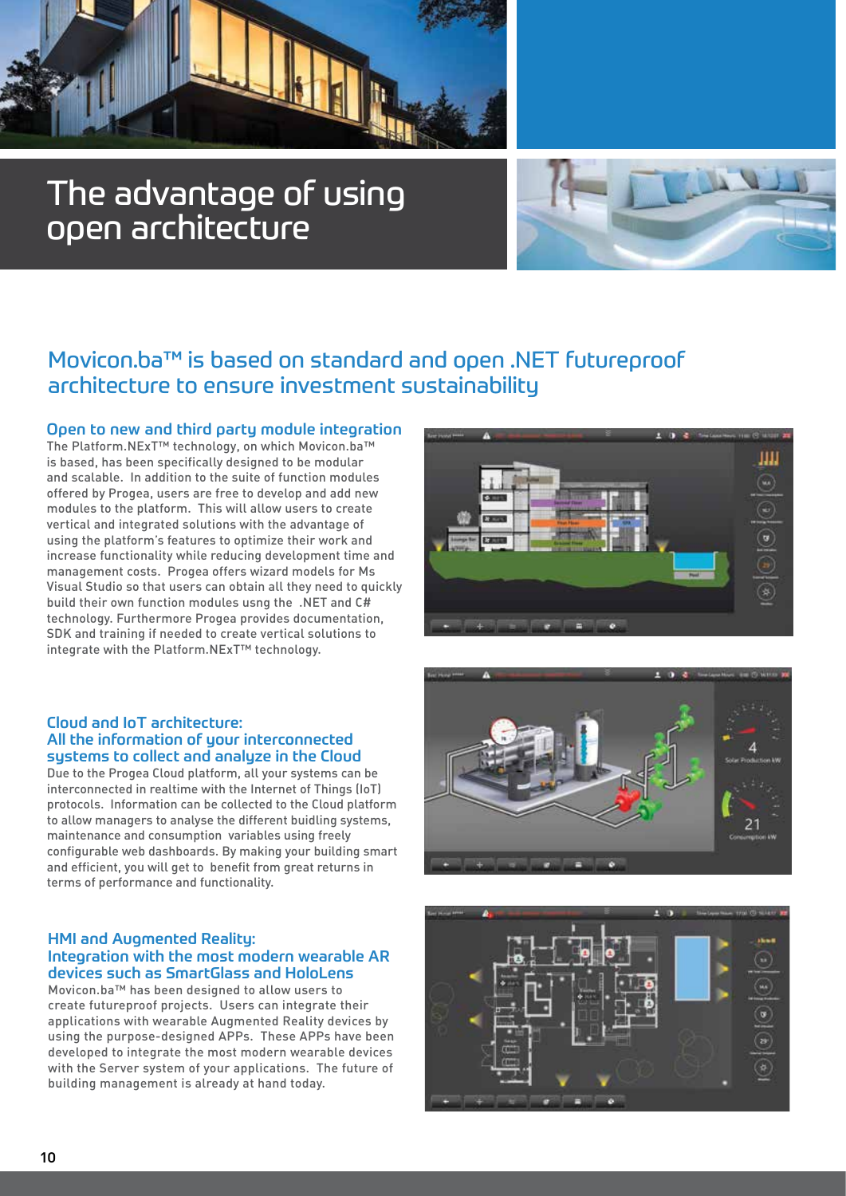# The advantage of using open architecture

## Movicon.ba™ is based on standard and open .NET futureproof architecture to ensure investment sustainability

### Open to new and third party module integration

The Platform.NExT™ technology, on which Movicon.ba™ is based, has been specifically designed to be modular and scalable. In addition to the suite of function modules offered by Progea, users are free to develop and add new modules to the platform. This will allow users to create vertical and integrated solutions with the advantage of using the platform's features to optimize their work and increase functionality while reducing development time and management costs. Progea offers wizard models for Ms Visual Studio so that users can obtain all they need to quickly build their own function modules usng the .NET and C# technology. Furthermore Progea provides documentation, SDK and training if needed to create vertical solutions to integrate with the Platform.NExT™ technology.

### Cloud and IoT architecture: All the information of your interconnected systems to collect and analyze in the Cloud

Due to the Progea Cloud platform, all your systems can be interconnected in realtime with the Internet of Things (IoT) protocols. Information can be collected to the Cloud platform to allow managers to analyse the different buidling systems, maintenance and consumption variables using freely configurable web dashboards. By making your building smart and efficient, you will get to benefit from great returns in terms of performance and functionality.

### HMI and Augmented Reality: Integration with the most modern wearable AR devices such as SmartGlass and HoloLens

Movicon.ba™ has been designed to allow users to create futureproof projects. Users can integrate their applications with wearable Augmented Reality devices by using the purpose-designed APPs. These APPs have been developed to integrate the most modern wearable devices with the Server system of your applications. The future of building management is already at hand today.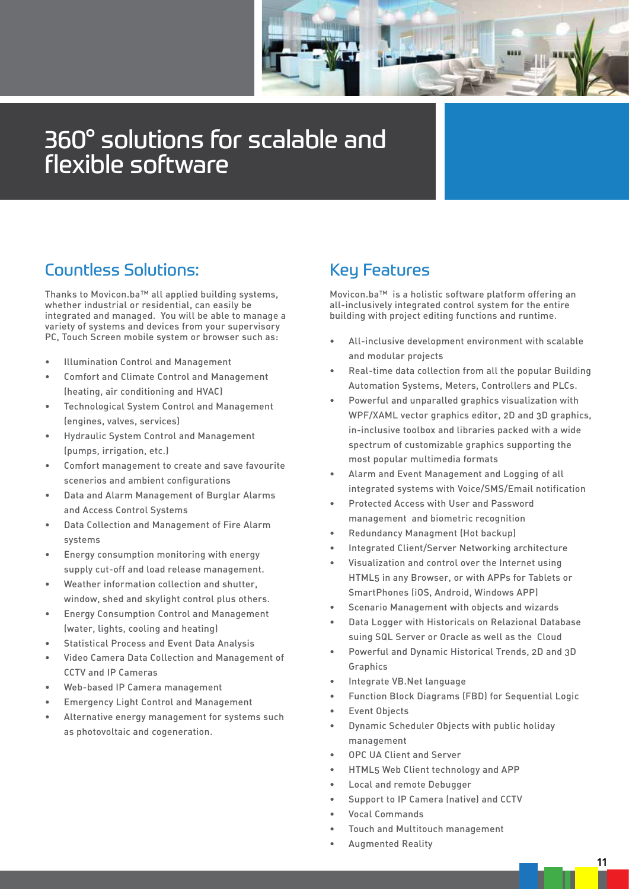# 360° solutions for scalable and flexible software

## Countless Solutions:

Thanks to Movicon.ba™ all applied building systems, whether industrial or residential, can easily be integrated and managed. You will be able to manage a variety of systems and devices from your supervisory PC, Touch Screen mobile system or browser such as:

- Illumination Control and Management
- Comfort and Climate Control and Management (heating, air conditioning and HVAC)
- Technological System Control and Management (engines, valves, services)
- Hydraulic System Control and Management (pumps, irrigation, etc.)
- Comfort management to create and save favourite scenerios and ambient configurations
- Data and Alarm Management of Burglar Alarms and Access Control Systems
- Data Collection and Management of Fire Alarm systems
- Energy consumption monitoring with energy supply cut-off and load release management.
- Weather information collection and shutter, window, shed and skylight control plus others.
- Energy Consumption Control and Management (water, lights, cooling and heating)
- Statistical Process and Event Data Analysis
- Video Camera Data Collection and Management of CCTV and IP Cameras
- Web-based IP Camera management
- Emergency Light Control and Management
- Alternative energy management for systems such as photovoltaic and cogeneration.

## Key Features

Movicon.ba™ is a holistic software platform offering an all-inclusively integrated control system for the entire building with project editing functions and runtime.

- All-inclusive development environment with scalable and modular projects
- Real-time data collection from all the popular Building Automation Systems, Meters, Controllers and PLCs.
- Powerful and unparalled graphics visualization with WPF/XAML vector graphics editor, 2D and 3D graphics, in-inclusive toolbox and libraries packed with a wide spectrum of customizable graphics supporting the most popular multimedia formats
- Alarm and Event Management and Logging of all integrated systems with Voice/SMS/Email notification
- Protected Access with User and Password management and biometric recognition
- Redundancy Managment (Hot backup)
- Integrated Client/Server Networking architecture
- Visualization and control over the Internet using HTML5 in any Browser, or with APPs for Tablets or SmartPhones (iOS, Android, Windows APP)
- Scenario Management with objects and wizards
- Data Logger with Historicals on Relazional Database suing SQL Server or Oracle as well as the Cloud
- Powerful and Dynamic Historical Trends, 2D and 3D Graphics
- Integrate VB.Net language
- Function Block Diagrams (FBD) for Sequential Logic
- Event Objects
- Dynamic Scheduler Objects with public holiday management
- OPC UA Client and Server
- HTML5 Web Client technology and APP
- Local and remote Debugger
- Support to IP Camera (native) and CCTV
- Vocal Commands
- Touch and Multitouch management
- Augmented Reality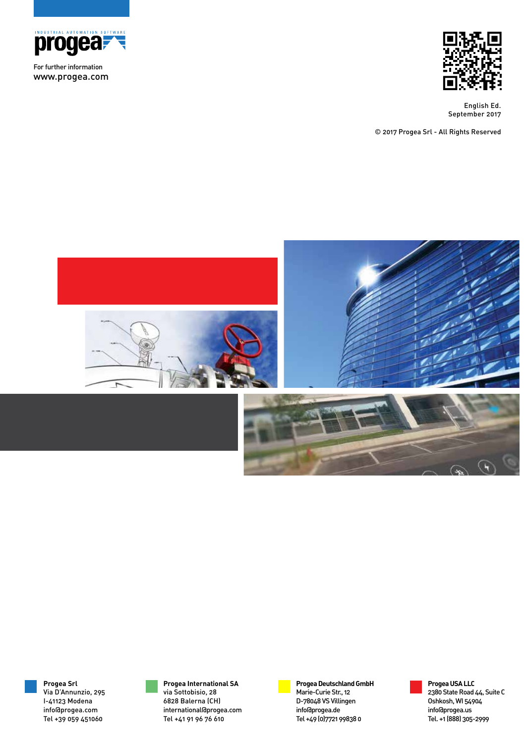For further information
www.progea.com

English Ed.
September 2017

© 2017 Progea Srl - All Rights Reserved

**Progea Srl**
Via D'Annunzio, 295
I-41123 Modena
info@progea.com
Tel +39 059 451060

**Progea International SA**
via Sottobisio, 28
6828 Balerna (CH)
international@progea.com
Tel +41 91 96 76 610

**Progea Deutschland GmbH**
Marie-Curie Str., 12
D-78048 VS Villingen
info@progea.de
Tel +49 (0)7721 99838 0

**Progea USA LLC**
2380 State Road 44, Suite C
Oshkosh, WI 54904
info@progea.us
Tel. +1 (888) 305-2999